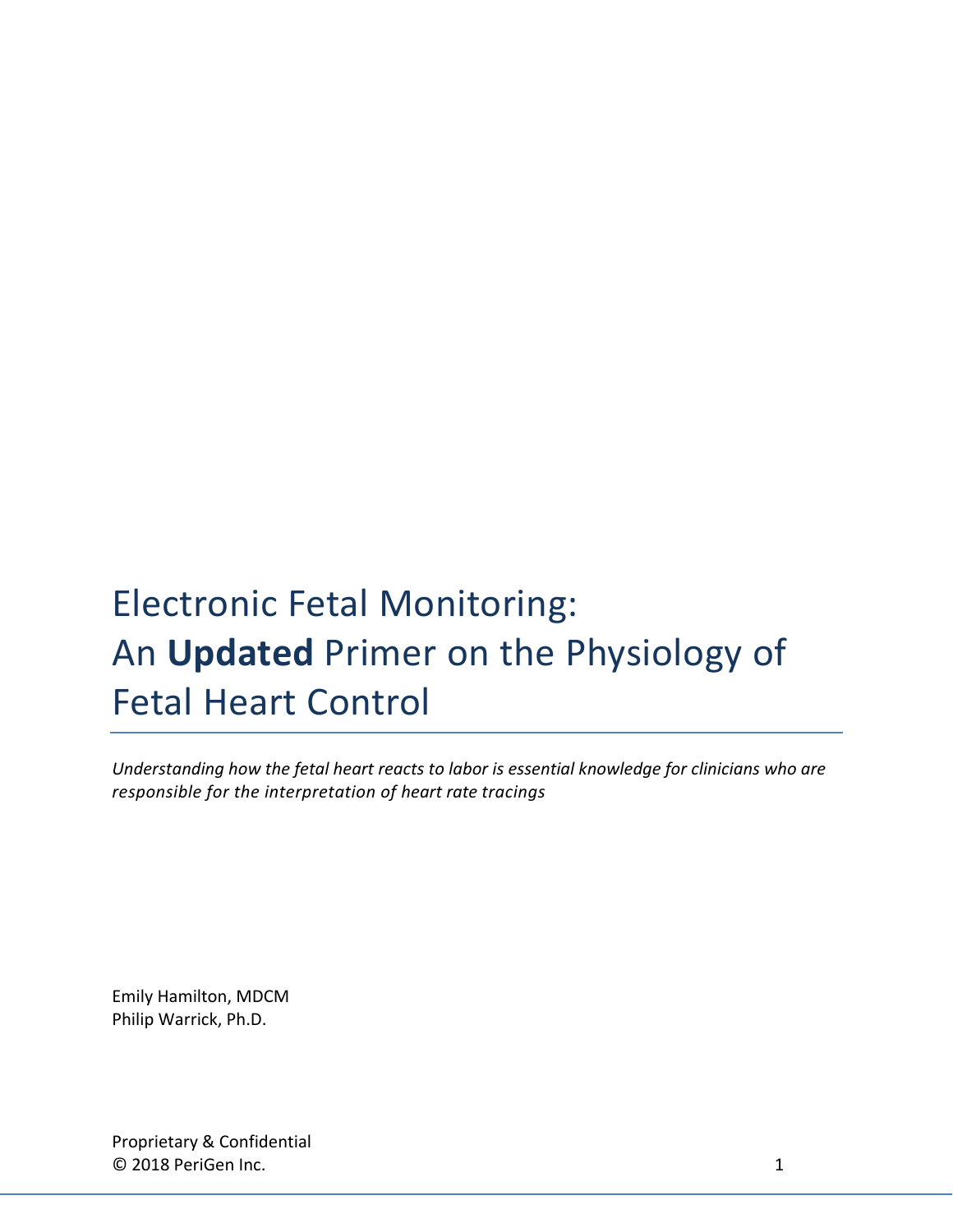# Electronic Fetal Monitoring: An **Updated** Primer on the Physiology of Fetal Heart Control

*Understanding how the fetal heart reacts to labor is essential knowledge for clinicians who are responsible for the interpretation of heart rate tracings*

Emily Hamilton, MDCM
Philip Warrick, Ph.D.

Proprietary & Confidential
© 2018 PeriGen Inc.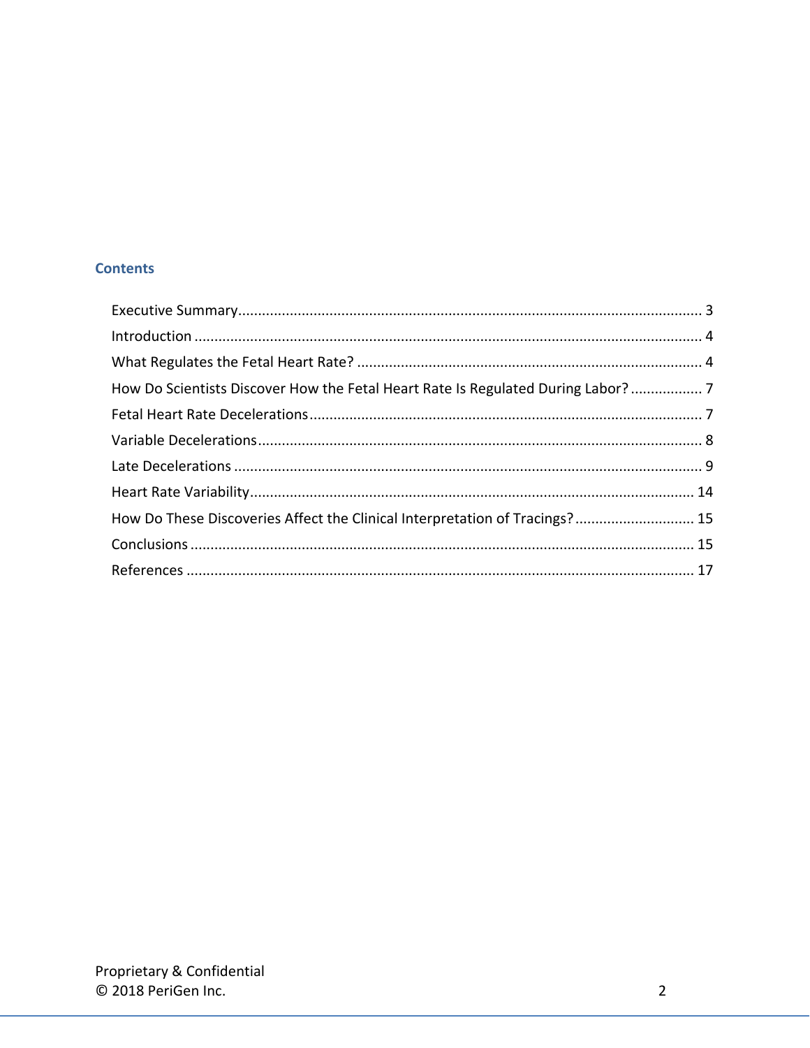## Contents

Executive Summary ........ 3
Introduction ........ 4
What Regulates the Fetal Heart Rate? ........ 4
How Do Scientists Discover How the Fetal Heart Rate Is Regulated During Labor? ........ 7
Fetal Heart Rate Decelerations ........ 7
Variable Decelerations ........ 8
Late Decelerations ........ 9
Heart Rate Variability ........ 14
How Do These Discoveries Affect the Clinical Interpretation of Tracings? ........ 15
Conclusions ........ 15
References ........ 17

Proprietary & Confidential
© 2018 PeriGen Inc.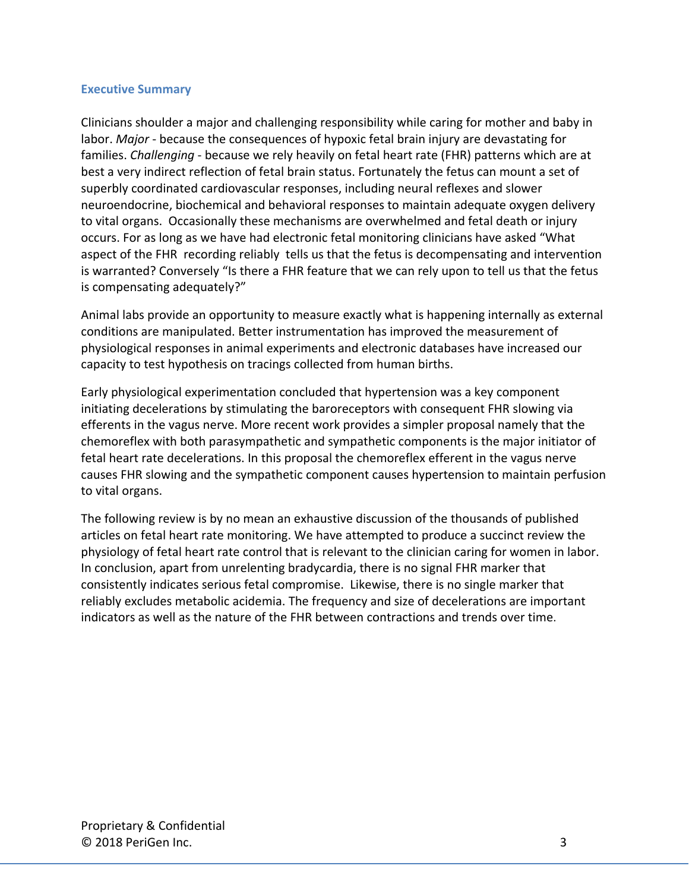## Executive Summary

Clinicians shoulder a major and challenging responsibility while caring for mother and baby in labor. *Major* - because the consequences of hypoxic fetal brain injury are devastating for families. *Challenging* - because we rely heavily on fetal heart rate (FHR) patterns which are at best a very indirect reflection of fetal brain status. Fortunately the fetus can mount a set of superbly coordinated cardiovascular responses, including neural reflexes and slower neuroendocrine, biochemical and behavioral responses to maintain adequate oxygen delivery to vital organs. Occasionally these mechanisms are overwhelmed and fetal death or injury occurs. For as long as we have had electronic fetal monitoring clinicians have asked "What aspect of the FHR recording reliably tells us that the fetus is decompensating and intervention is warranted? Conversely "Is there a FHR feature that we can rely upon to tell us that the fetus is compensating adequately?"

Animal labs provide an opportunity to measure exactly what is happening internally as external conditions are manipulated. Better instrumentation has improved the measurement of physiological responses in animal experiments and electronic databases have increased our capacity to test hypothesis on tracings collected from human births.

Early physiological experimentation concluded that hypertension was a key component initiating decelerations by stimulating the baroreceptors with consequent FHR slowing via efferents in the vagus nerve. More recent work provides a simpler proposal namely that the chemoreflex with both parasympathetic and sympathetic components is the major initiator of fetal heart rate decelerations. In this proposal the chemoreflex efferent in the vagus nerve causes FHR slowing and the sympathetic component causes hypertension to maintain perfusion to vital organs.

The following review is by no mean an exhaustive discussion of the thousands of published articles on fetal heart rate monitoring. We have attempted to produce a succinct review the physiology of fetal heart rate control that is relevant to the clinician caring for women in labor. In conclusion, apart from unrelenting bradycardia, there is no signal FHR marker that consistently indicates serious fetal compromise. Likewise, there is no single marker that reliably excludes metabolic acidemia. The frequency and size of decelerations are important indicators as well as the nature of the FHR between contractions and trends over time.

Proprietary & Confidential
© 2018 PeriGen Inc.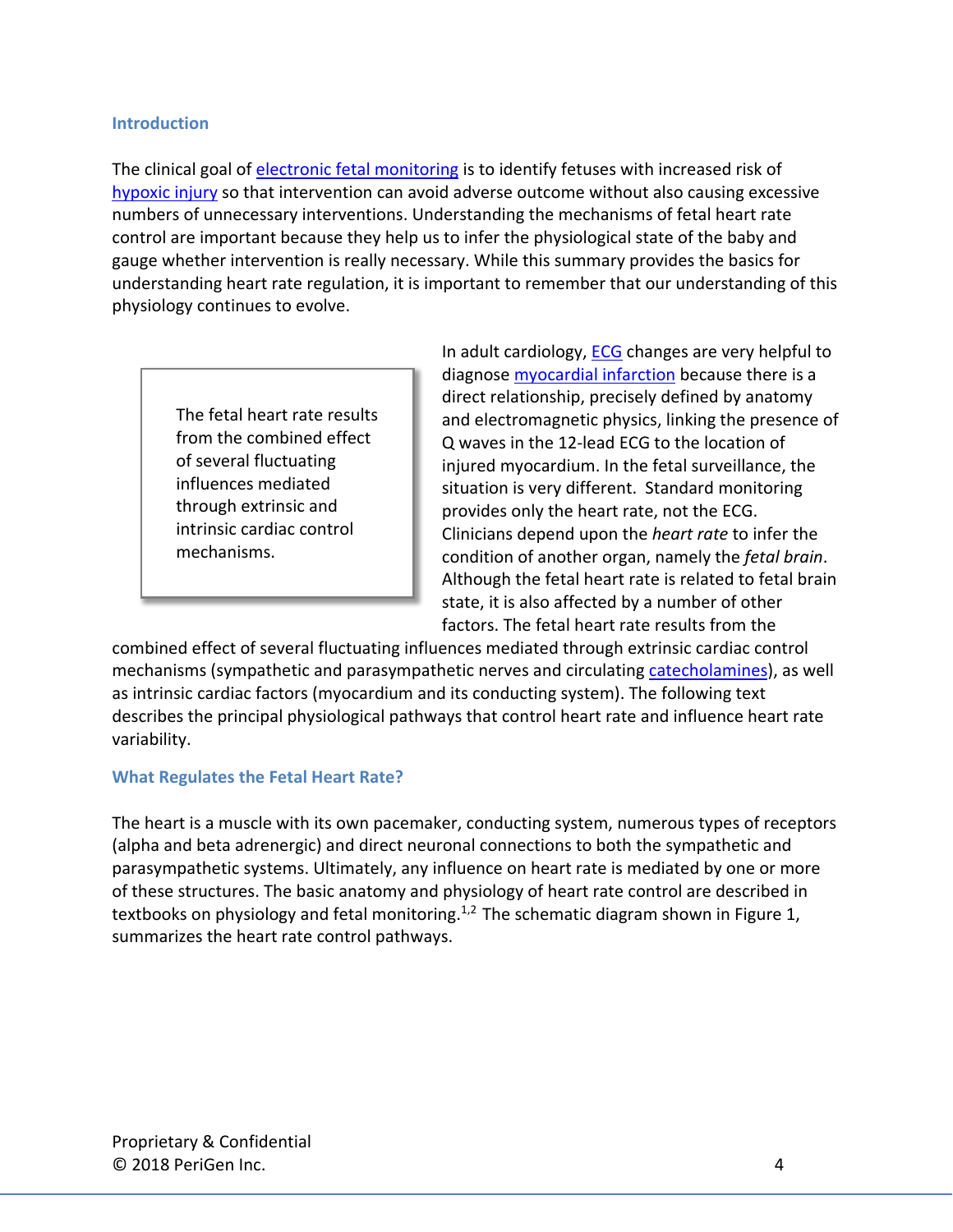## Introduction

The clinical goal of electronic fetal monitoring is to identify fetuses with increased risk of hypoxic injury so that intervention can avoid adverse outcome without also causing excessive numbers of unnecessary interventions. Understanding the mechanisms of fetal heart rate control are important because they help us to infer the physiological state of the baby and gauge whether intervention is really necessary. While this summary provides the basics for understanding heart rate regulation, it is important to remember that our understanding of this physiology continues to evolve.

> The fetal heart rate results from the combined effect of several fluctuating influences mediated through extrinsic and intrinsic cardiac control mechanisms.

In adult cardiology, ECG changes are very helpful to diagnose myocardial infarction because there is a direct relationship, precisely defined by anatomy and electromagnetic physics, linking the presence of Q waves in the 12-lead ECG to the location of injured myocardium. In the fetal surveillance, the situation is very different. Standard monitoring provides only the heart rate, not the ECG. Clinicians depend upon the *heart rate* to infer the condition of another organ, namely the *fetal brain*. Although the fetal heart rate is related to fetal brain state, it is also affected by a number of other factors. The fetal heart rate results from the combined effect of several fluctuating influences mediated through extrinsic cardiac control mechanisms (sympathetic and parasympathetic nerves and circulating catecholamines), as well as intrinsic cardiac factors (myocardium and its conducting system). The following text describes the principal physiological pathways that control heart rate and influence heart rate variability.

## What Regulates the Fetal Heart Rate?

The heart is a muscle with its own pacemaker, conducting system, numerous types of receptors (alpha and beta adrenergic) and direct neuronal connections to both the sympathetic and parasympathetic systems. Ultimately, any influence on heart rate is mediated by one or more of these structures. The basic anatomy and physiology of heart rate control are described in textbooks on physiology and fetal monitoring.[1,2] The schematic diagram shown in Figure 1, summarizes the heart rate control pathways.

Proprietary & Confidential
© 2018 PeriGen Inc.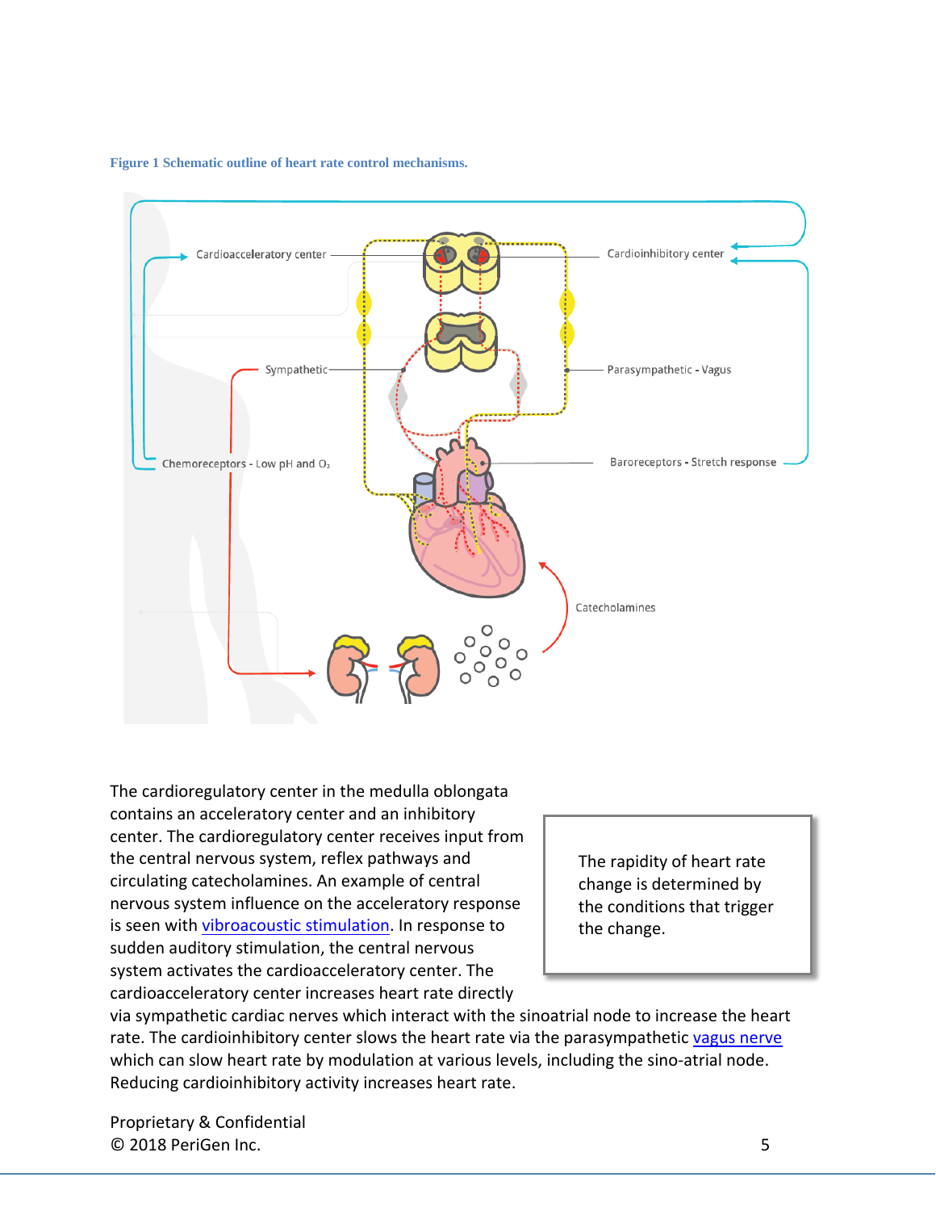**Figure 1 Schematic outline of heart rate control mechanisms.**

The cardioregulatory center in the medulla oblongata contains an acceleratory center and an inhibitory center. The cardioregulatory center receives input from the central nervous system, reflex pathways and circulating catecholamines. An example of central nervous system influence on the acceleratory response is seen with vibroacoustic stimulation. In response to sudden auditory stimulation, the central nervous system activates the cardioacceleratory center. The cardioacceleratory center increases heart rate directly via sympathetic cardiac nerves which interact with the sinoatrial node to increase the heart rate. The cardioinhibitory center slows the heart rate via the parasympathetic vagus nerve which can slow heart rate by modulation at various levels, including the sino-atrial node. Reducing cardioinhibitory activity increases heart rate.

> The rapidity of heart rate change is determined by the conditions that trigger the change.

Proprietary & Confidential
© 2018 PeriGen Inc.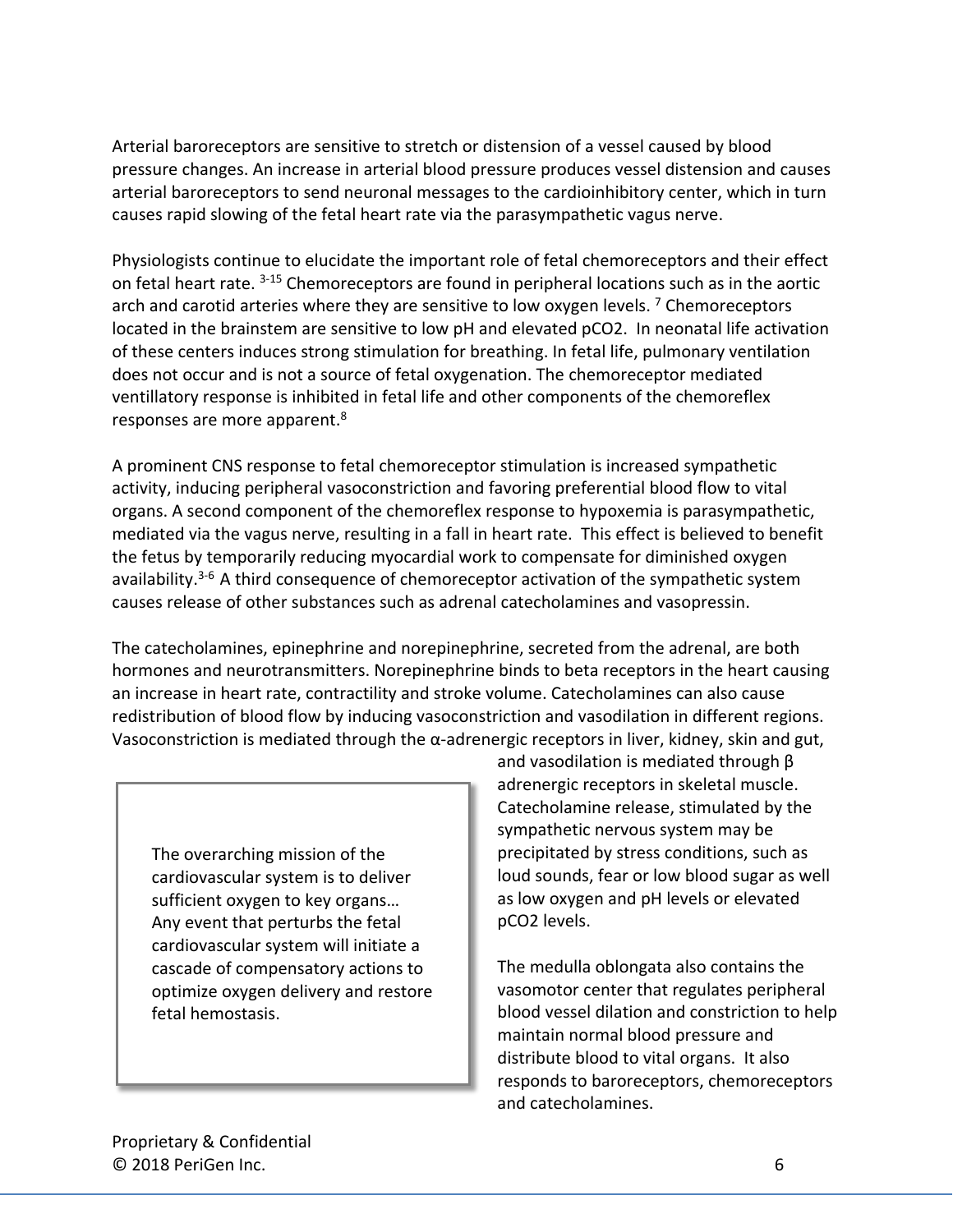Arterial baroreceptors are sensitive to stretch or distension of a vessel caused by blood pressure changes. An increase in arterial blood pressure produces vessel distension and causes arterial baroreceptors to send neuronal messages to the cardioinhibitory center, which in turn causes rapid slowing of the fetal heart rate via the parasympathetic vagus nerve.

Physiologists continue to elucidate the important role of fetal chemoreceptors and their effect on fetal heart rate. [3-15] Chemoreceptors are found in peripheral locations such as in the aortic arch and carotid arteries where they are sensitive to low oxygen levels. [7] Chemoreceptors located in the brainstem are sensitive to low pH and elevated pCO2. In neonatal life activation of these centers induces strong stimulation for breathing. In fetal life, pulmonary ventilation does not occur and is not a source of fetal oxygenation. The chemoreceptor mediated ventillatory response is inhibited in fetal life and other components of the chemoreflex responses are more apparent.[8]

A prominent CNS response to fetal chemoreceptor stimulation is increased sympathetic activity, inducing peripheral vasoconstriction and favoring preferential blood flow to vital organs. A second component of the chemoreflex response to hypoxemia is parasympathetic, mediated via the vagus nerve, resulting in a fall in heart rate. This effect is believed to benefit the fetus by temporarily reducing myocardial work to compensate for diminished oxygen availability.[3-6] A third consequence of chemoreceptor activation of the sympathetic system causes release of other substances such as adrenal catecholamines and vasopressin.

The catecholamines, epinephrine and norepinephrine, secreted from the adrenal, are both hormones and neurotransmitters. Norepinephrine binds to beta receptors in the heart causing an increase in heart rate, contractility and stroke volume. Catecholamines can also cause redistribution of blood flow by inducing vasoconstriction and vasodilation in different regions. Vasoconstriction is mediated through the α-adrenergic receptors in liver, kidney, skin and gut, and vasodilation is mediated through β adrenergic receptors in skeletal muscle. Catecholamine release, stimulated by the sympathetic nervous system may be precipitated by stress conditions, such as loud sounds, fear or low blood sugar as well as low oxygen and pH levels or elevated pCO2 levels.

> The overarching mission of the cardiovascular system is to deliver sufficient oxygen to key organs… Any event that perturbs the fetal cardiovascular system will initiate a cascade of compensatory actions to optimize oxygen delivery and restore fetal hemostasis.

The medulla oblongata also contains the vasomotor center that regulates peripheral blood vessel dilation and constriction to help maintain normal blood pressure and distribute blood to vital organs. It also responds to baroreceptors, chemoreceptors and catecholamines.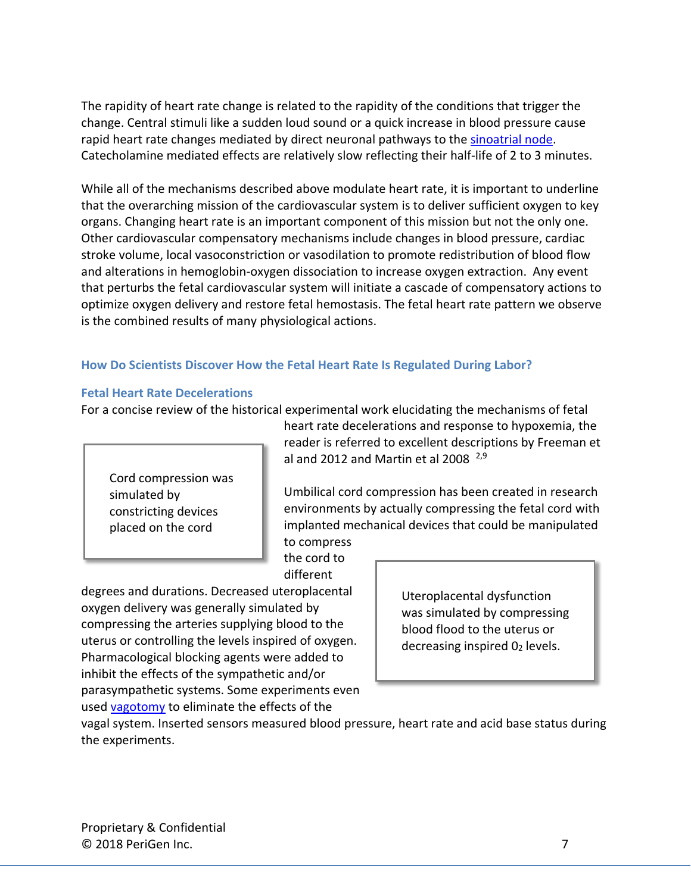The rapidity of heart rate change is related to the rapidity of the conditions that trigger the change. Central stimuli like a sudden loud sound or a quick increase in blood pressure cause rapid heart rate changes mediated by direct neuronal pathways to the sinoatrial node. Catecholamine mediated effects are relatively slow reflecting their half-life of 2 to 3 minutes.

While all of the mechanisms described above modulate heart rate, it is important to underline that the overarching mission of the cardiovascular system is to deliver sufficient oxygen to key organs. Changing heart rate is an important component of this mission but not the only one. Other cardiovascular compensatory mechanisms include changes in blood pressure, cardiac stroke volume, local vasoconstriction or vasodilation to promote redistribution of blood flow and alterations in hemoglobin-oxygen dissociation to increase oxygen extraction. Any event that perturbs the fetal cardiovascular system will initiate a cascade of compensatory actions to optimize oxygen delivery and restore fetal hemostasis. The fetal heart rate pattern we observe is the combined results of many physiological actions.

### How Do Scientists Discover How the Fetal Heart Rate Is Regulated During Labor?

#### Fetal Heart Rate Decelerations

For a concise review of the historical experimental work elucidating the mechanisms of fetal heart rate decelerations and response to hypoxemia, the reader is referred to excellent descriptions by Freeman et al and 2012 and Martin et al 2008 [2,9]

> Cord compression was simulated by constricting devices placed on the cord

Umbilical cord compression has been created in research environments by actually compressing the fetal cord with implanted mechanical devices that could be manipulated to compress the cord to different degrees and durations. Decreased uteroplacental oxygen delivery was generally simulated by compressing the arteries supplying blood to the uterus or controlling the levels inspired of oxygen. Pharmacological blocking agents were added to inhibit the effects of the sympathetic and/or parasympathetic systems. Some experiments even used vagotomy to eliminate the effects of the vagal system. Inserted sensors measured blood pressure, heart rate and acid base status during the experiments.

> Uteroplacental dysfunction was simulated by compressing blood flood to the uterus or decreasing inspired $O_2$ levels.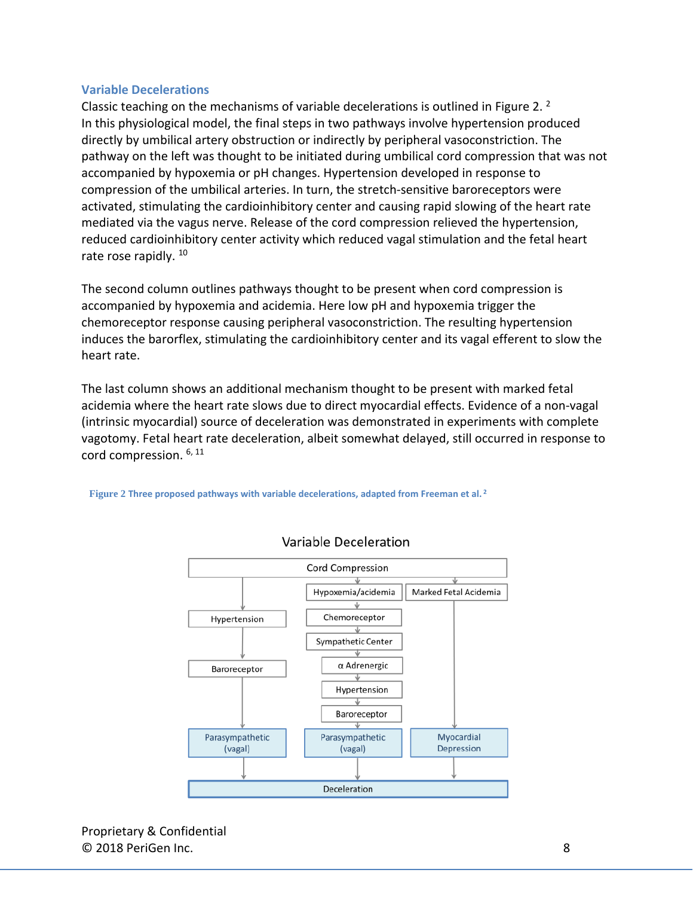### Variable Decelerations

Classic teaching on the mechanisms of variable decelerations is outlined in Figure 2. [2] In this physiological model, the final steps in two pathways involve hypertension produced directly by umbilical artery obstruction or indirectly by peripheral vasoconstriction. The pathway on the left was thought to be initiated during umbilical cord compression that was not accompanied by hypoxemia or pH changes. Hypertension developed in response to compression of the umbilical arteries. In turn, the stretch-sensitive baroreceptors were activated, stimulating the cardioinhibitory center and causing rapid slowing of the heart rate mediated via the vagus nerve. Release of the cord compression relieved the hypertension, reduced cardioinhibitory center activity which reduced vagal stimulation and the fetal heart rate rose rapidly. [10]

The second column outlines pathways thought to be present when cord compression is accompanied by hypoxemia and acidemia. Here low pH and hypoxemia trigger the chemoreceptor response causing peripheral vasoconstriction. The resulting hypertension induces the barorflex, stimulating the cardioinhibitory center and its vagal efferent to slow the heart rate.

The last column shows an additional mechanism thought to be present with marked fetal acidemia where the heart rate slows due to direct myocardial effects. Evidence of a non-vagal (intrinsic myocardial) source of deceleration was demonstrated in experiments with complete vagotomy. Fetal heart rate deceleration, albeit somewhat delayed, still occurred in response to cord compression. [6, 11]

**Figure 2 Three proposed pathways with variable decelerations, adapted from Freeman et al.** [2]

Variable Deceleration

Cord Compression

- Hypertension → Baroreceptor → Parasympathetic (vagal)
- Hypoxemia/acidemia → Chemoreceptor → Sympathetic Center → α Adrenergic → Hypertension → Baroreceptor → Parasympathetic (vagal)
- Marked Fetal Acidemia → Myocardial Depression

Deceleration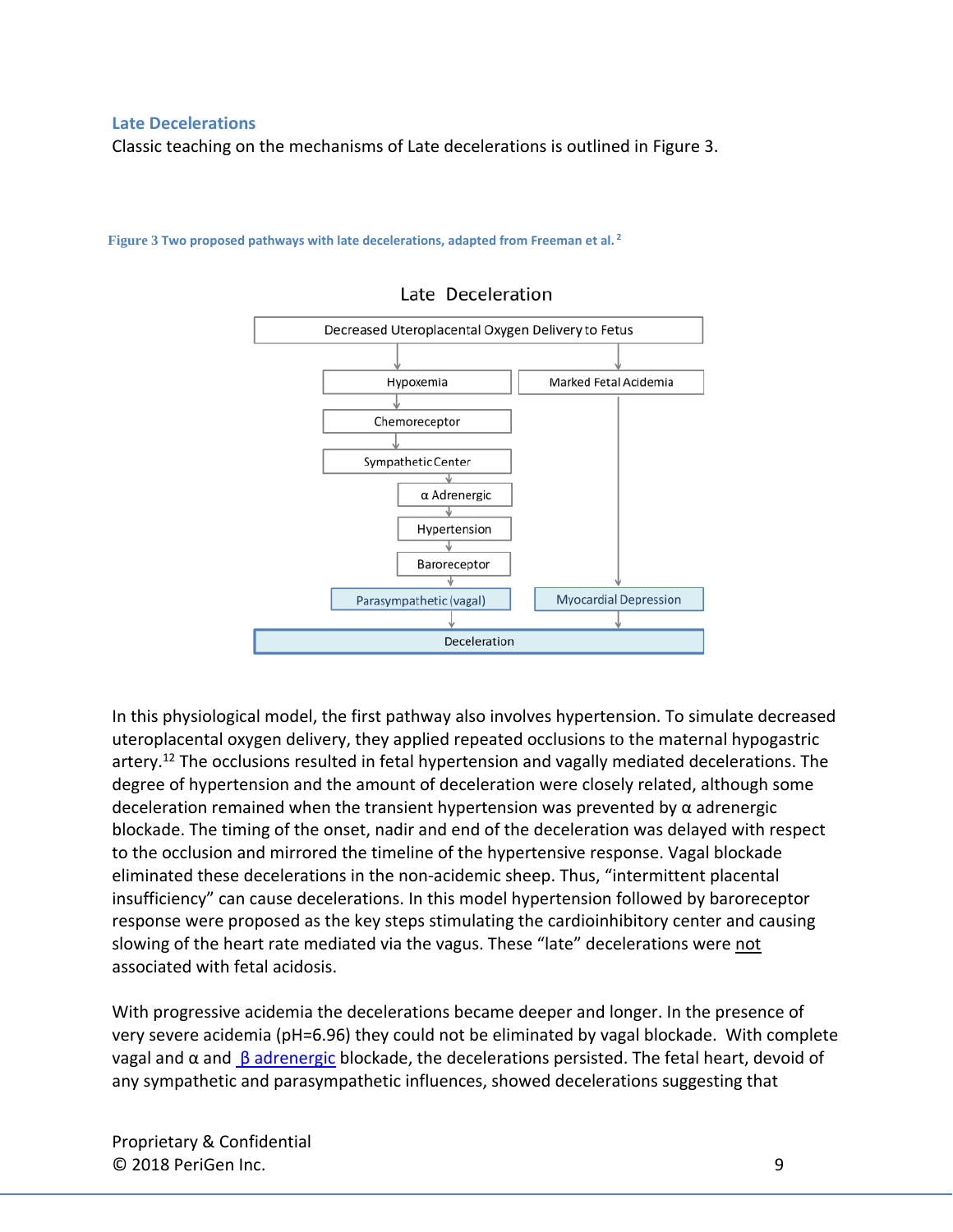### Late Decelerations

Classic teaching on the mechanisms of Late decelerations is outlined in Figure 3.

**Figure 3 Two proposed pathways with late decelerations, adapted from Freeman et al.** [2]

Late Deceleration

Decreased Uteroplacental Oxygen Delivery to Fetus

Hypoxemia → Chemoreceptor → Sympathetic Center → α Adrenergic → Hypertension → Baroreceptor → Parasympathetic (vagal) → Deceleration

Marked Fetal Acidemia → Myocardial Depression → Deceleration

In this physiological model, the first pathway also involves hypertension. To simulate decreased uteroplacental oxygen delivery, they applied repeated occlusions to the maternal hypogastric artery.[12] The occlusions resulted in fetal hypertension and vagally mediated decelerations. The degree of hypertension and the amount of deceleration were closely related, although some deceleration remained when the transient hypertension was prevented by α adrenergic blockade. The timing of the onset, nadir and end of the deceleration was delayed with respect to the occlusion and mirrored the timeline of the hypertensive response. Vagal blockade eliminated these decelerations in the non-acidemic sheep. Thus, "intermittent placental insufficiency" can cause decelerations. In this model hypertension followed by baroreceptor response were proposed as the key steps stimulating the cardioinhibitory center and causing slowing of the heart rate mediated via the vagus. These "late" decelerations were not associated with fetal acidosis.

With progressive acidemia the decelerations became deeper and longer. In the presence of very severe acidemia (pH=6.96) they could not be eliminated by vagal blockade. With complete vagal and α and β adrenergic blockade, the decelerations persisted. The fetal heart, devoid of any sympathetic and parasympathetic influences, showed decelerations suggesting that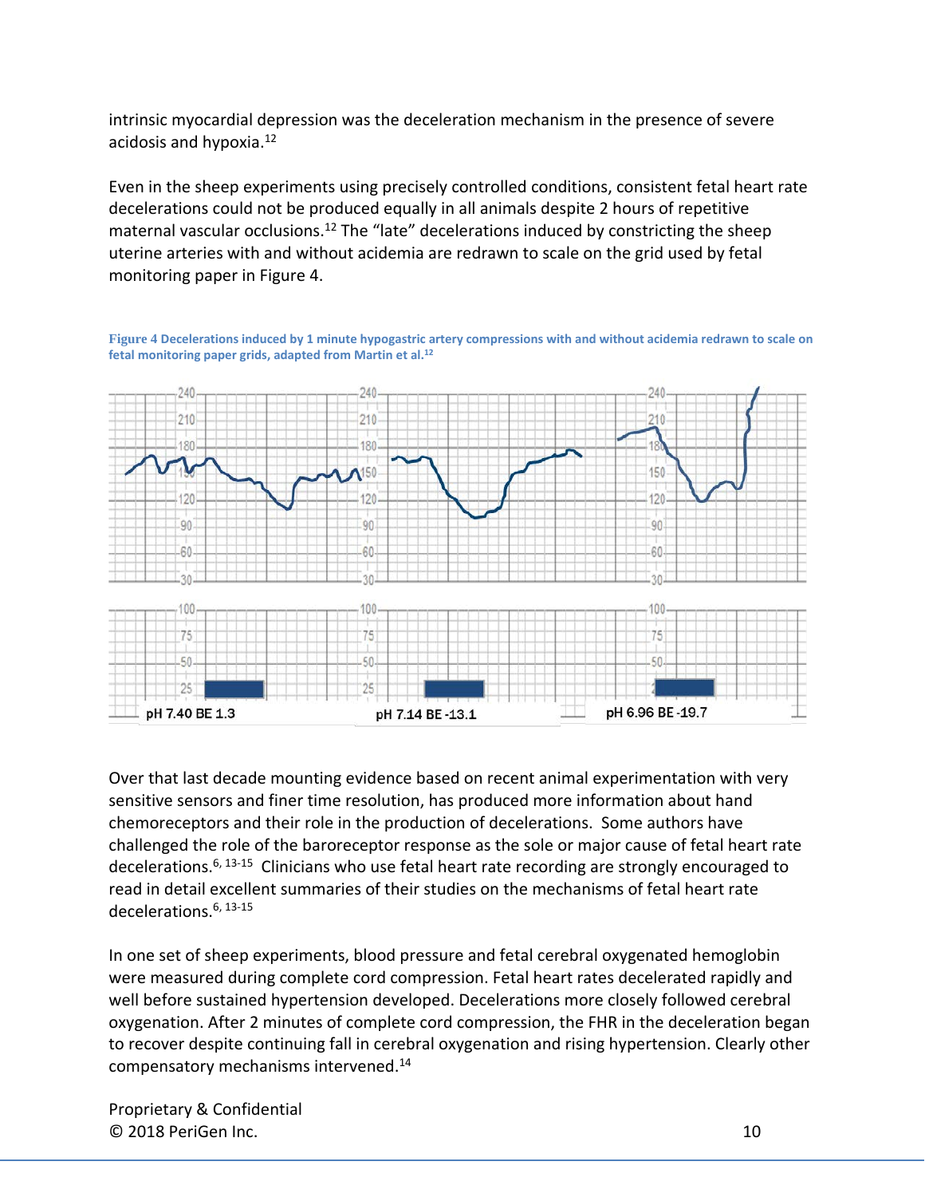intrinsic myocardial depression was the deceleration mechanism in the presence of severe acidosis and hypoxia.[12]

Even in the sheep experiments using precisely controlled conditions, consistent fetal heart rate decelerations could not be produced equally in all animals despite 2 hours of repetitive maternal vascular occlusions.[12] The "late" decelerations induced by constricting the sheep uterine arteries with and without acidemia are redrawn to scale on the grid used by fetal monitoring paper in Figure 4.

**Figure 4 Decelerations induced by 1 minute hypogastric artery compressions with and without acidemia redrawn to scale on fetal monitoring paper grids, adapted from Martin et al.[12]**

pH 7.40 BE 1.3 | pH 7.14 BE -13.1 | pH 6.96 BE -19.7

Over that last decade mounting evidence based on recent animal experimentation with very sensitive sensors and finer time resolution, has produced more information about hand chemoreceptors and their role in the production of decelerations. Some authors have challenged the role of the baroreceptor response as the sole or major cause of fetal heart rate decelerations.[6, 13-15] Clinicians who use fetal heart rate recording are strongly encouraged to read in detail excellent summaries of their studies on the mechanisms of fetal heart rate decelerations.[6, 13-15]

In one set of sheep experiments, blood pressure and fetal cerebral oxygenated hemoglobin were measured during complete cord compression. Fetal heart rates decelerated rapidly and well before sustained hypertension developed. Decelerations more closely followed cerebral oxygenation. After 2 minutes of complete cord compression, the FHR in the deceleration began to recover despite continuing fall in cerebral oxygenation and rising hypertension. Clearly other compensatory mechanisms intervened.[14]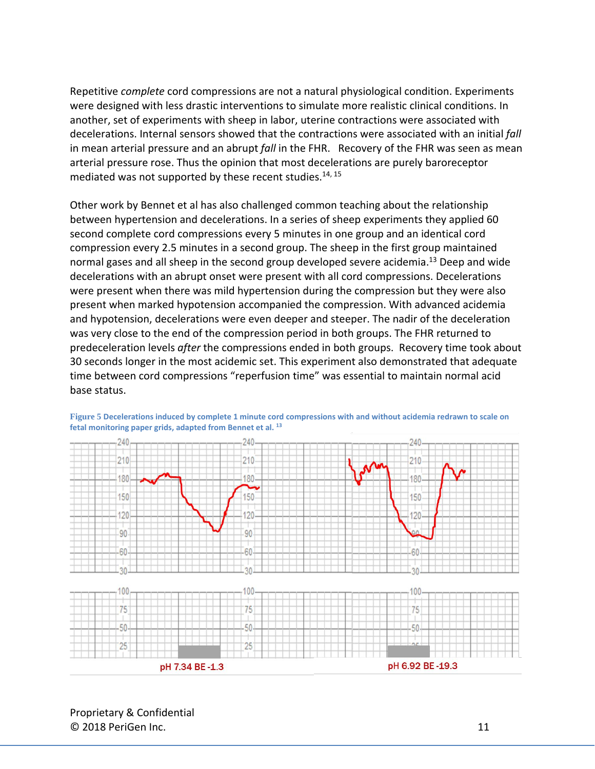Repetitive *complete* cord compressions are not a natural physiological condition. Experiments were designed with less drastic interventions to simulate more realistic clinical conditions. In another, set of experiments with sheep in labor, uterine contractions were associated with decelerations. Internal sensors showed that the contractions were associated with an initial *fall* in mean arterial pressure and an abrupt *fall* in the FHR. Recovery of the FHR was seen as mean arterial pressure rose. Thus the opinion that most decelerations are purely baroreceptor mediated was not supported by these recent studies.[14, 15]

Other work by Bennet et al has also challenged common teaching about the relationship between hypertension and decelerations. In a series of sheep experiments they applied 60 second complete cord compressions every 5 minutes in one group and an identical cord compression every 2.5 minutes in a second group. The sheep in the first group maintained normal gases and all sheep in the second group developed severe acidemia.[13] Deep and wide decelerations with an abrupt onset were present with all cord compressions. Decelerations were present when there was mild hypertension during the compression but they were also present when marked hypotension accompanied the compression. With advanced acidemia and hypotension, decelerations were even deeper and steeper. The nadir of the deceleration was very close to the end of the compression period in both groups. The FHR returned to predeceleration levels *after* the compressions ended in both groups. Recovery time took about 30 seconds longer in the most acidemic set. This experiment also demonstrated that adequate time between cord compressions "reperfusion time" was essential to maintain normal acid base status.

**Figure 5 Decelerations induced by complete 1 minute cord compressions with and without acidemia redrawn to scale on fetal monitoring paper grids, adapted from Bennet et al.** [13]

pH 7.34 BE -1.3

pH 6.92 BE -19.3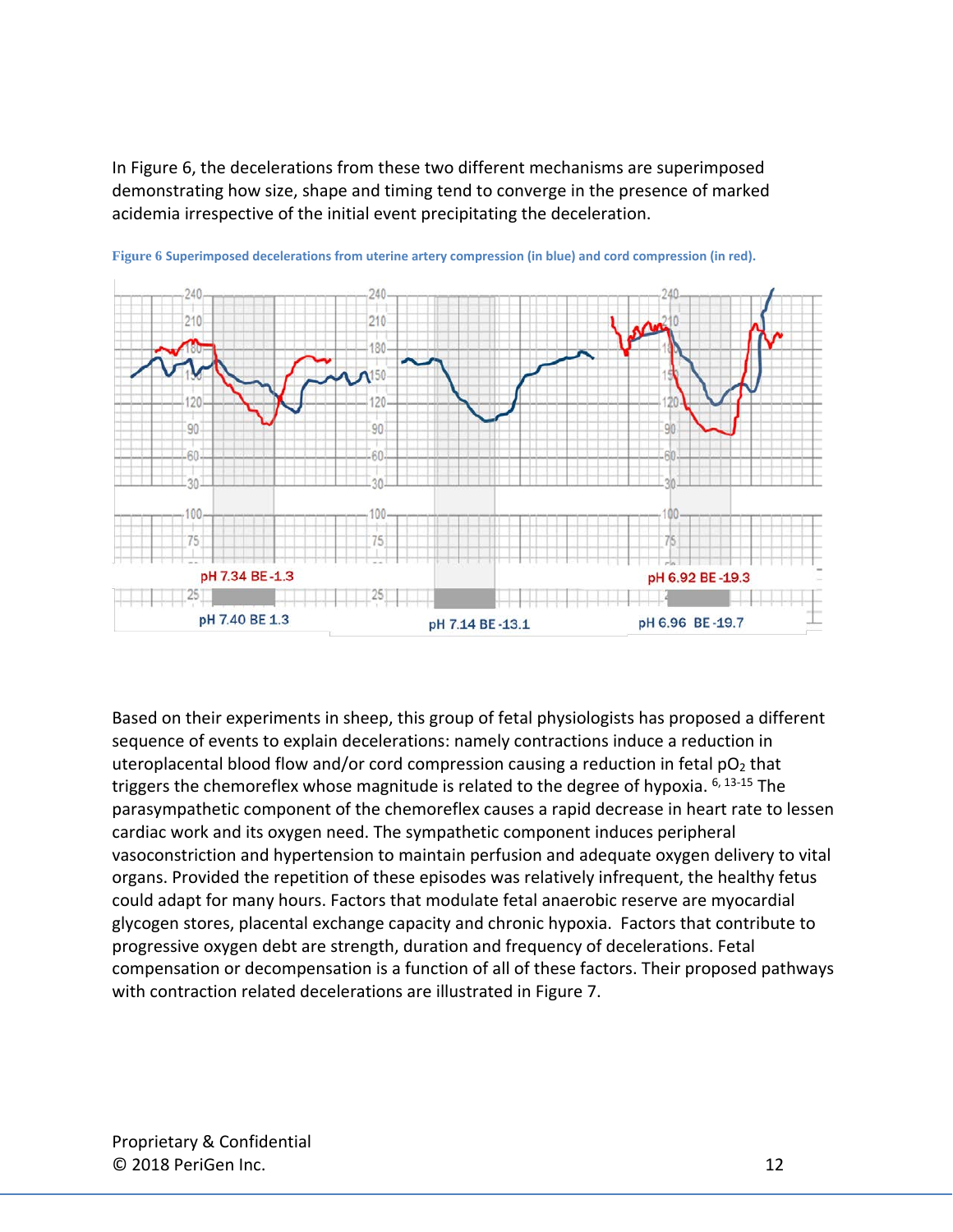In Figure 6, the decelerations from these two different mechanisms are superimposed demonstrating how size, shape and timing tend to converge in the presence of marked acidemia irrespective of the initial event precipitating the deceleration.

Figure 6 Superimposed decelerations from uterine artery compression (in blue) and cord compression (in red).

Based on their experiments in sheep, this group of fetal physiologists has proposed a different sequence of events to explain decelerations: namely contractions induce a reduction in uteroplacental blood flow and/or cord compression causing a reduction in fetal $pO_2$ that triggers the chemoreflex whose magnitude is related to the degree of hypoxia. [6, 13-15] The parasympathetic component of the chemoreflex causes a rapid decrease in heart rate to lessen cardiac work and its oxygen need. The sympathetic component induces peripheral vasoconstriction and hypertension to maintain perfusion and adequate oxygen delivery to vital organs. Provided the repetition of these episodes was relatively infrequent, the healthy fetus could adapt for many hours. Factors that modulate fetal anaerobic reserve are myocardial glycogen stores, placental exchange capacity and chronic hypoxia. Factors that contribute to progressive oxygen debt are strength, duration and frequency of decelerations. Fetal compensation or decompensation is a function of all of these factors. Their proposed pathways with contraction related decelerations are illustrated in Figure 7.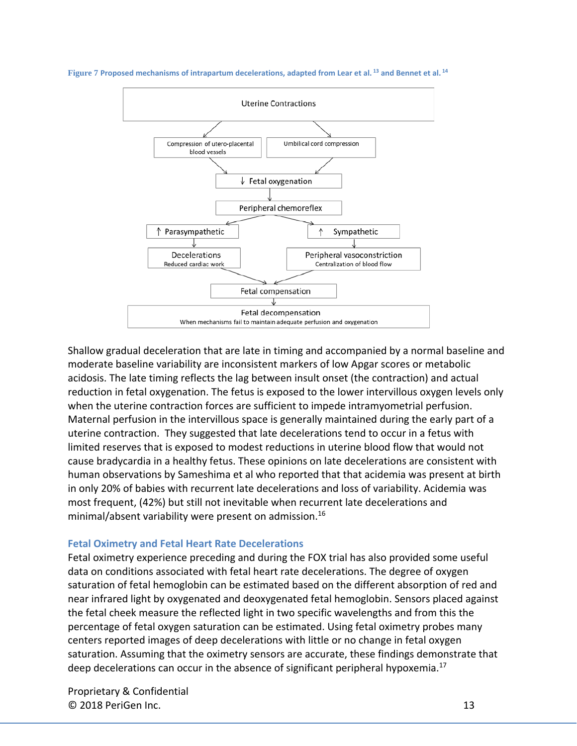Figure 7 Proposed mechanisms of intrapartum decelerations, adapted from Lear et al. [13] and Bennet et al. [14]

Uterine Contractions

Compression of utero-placental blood vessels

Umbilical cord compression

↓ Fetal oxygenation

Peripheral chemoreflex

↑ Parasympathetic

↑ Sympathetic

Decelerations
Reduced cardiac work

Peripheral vasoconstriction
Centralization of blood flow

Fetal compensation

Fetal decompensation
When mechanisms fail to maintain adequate perfusion and oxygenation

Shallow gradual deceleration that are late in timing and accompanied by a normal baseline and moderate baseline variability are inconsistent markers of low Apgar scores or metabolic acidosis. The late timing reflects the lag between insult onset (the contraction) and actual reduction in fetal oxygenation. The fetus is exposed to the lower intervillous oxygen levels only when the uterine contraction forces are sufficient to impede intramyometrial perfusion. Maternal perfusion in the intervillous space is generally maintained during the early part of a uterine contraction. They suggested that late decelerations tend to occur in a fetus with limited reserves that is exposed to modest reductions in uterine blood flow that would not cause bradycardia in a healthy fetus. These opinions on late decelerations are consistent with human observations by Sameshima et al who reported that that acidemia was present at birth in only 20% of babies with recurrent late decelerations and loss of variability. Acidemia was most frequent, (42%) but still not inevitable when recurrent late decelerations and minimal/absent variability were present on admission.[16]

### Fetal Oximetry and Fetal Heart Rate Decelerations

Fetal oximetry experience preceding and during the FOX trial has also provided some useful data on conditions associated with fetal heart rate decelerations. The degree of oxygen saturation of fetal hemoglobin can be estimated based on the different absorption of red and near infrared light by oxygenated and deoxygenated fetal hemoglobin. Sensors placed against the fetal cheek measure the reflected light in two specific wavelengths and from this the percentage of fetal oxygen saturation can be estimated. Using fetal oximetry probes many centers reported images of deep decelerations with little or no change in fetal oxygen saturation. Assuming that the oximetry sensors are accurate, these findings demonstrate that deep decelerations can occur in the absence of significant peripheral hypoxemia.[17]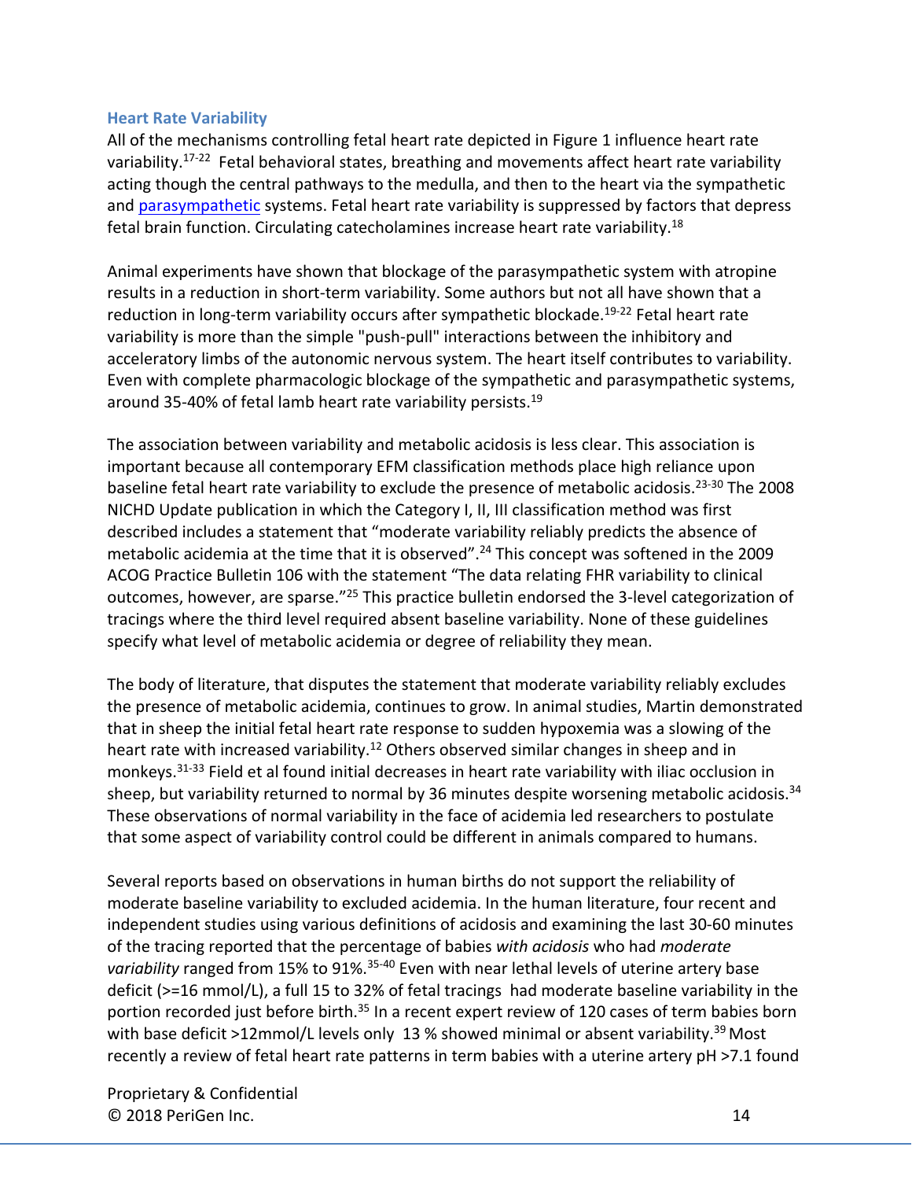### Heart Rate Variability

All of the mechanisms controlling fetal heart rate depicted in Figure 1 influence heart rate variability.[17-22] Fetal behavioral states, breathing and movements affect heart rate variability acting though the central pathways to the medulla, and then to the heart via the sympathetic and parasympathetic systems. Fetal heart rate variability is suppressed by factors that depress fetal brain function. Circulating catecholamines increase heart rate variability.[18]

Animal experiments have shown that blockage of the parasympathetic system with atropine results in a reduction in short-term variability. Some authors but not all have shown that a reduction in long-term variability occurs after sympathetic blockade.[19-22] Fetal heart rate variability is more than the simple "push-pull" interactions between the inhibitory and acceleratory limbs of the autonomic nervous system. The heart itself contributes to variability. Even with complete pharmacologic blockage of the sympathetic and parasympathetic systems, around 35-40% of fetal lamb heart rate variability persists.[19]

The association between variability and metabolic acidosis is less clear. This association is important because all contemporary EFM classification methods place high reliance upon baseline fetal heart rate variability to exclude the presence of metabolic acidosis.[23-30] The 2008 NICHD Update publication in which the Category I, II, III classification method was first described includes a statement that "moderate variability reliably predicts the absence of metabolic acidemia at the time that it is observed".[24] This concept was softened in the 2009 ACOG Practice Bulletin 106 with the statement "The data relating FHR variability to clinical outcomes, however, are sparse."[25] This practice bulletin endorsed the 3-level categorization of tracings where the third level required absent baseline variability. None of these guidelines specify what level of metabolic acidemia or degree of reliability they mean.

The body of literature, that disputes the statement that moderate variability reliably excludes the presence of metabolic acidemia, continues to grow. In animal studies, Martin demonstrated that in sheep the initial fetal heart rate response to sudden hypoxemia was a slowing of the heart rate with increased variability.[12] Others observed similar changes in sheep and in monkeys.[31-33] Field et al found initial decreases in heart rate variability with iliac occlusion in sheep, but variability returned to normal by 36 minutes despite worsening metabolic acidosis.[34] These observations of normal variability in the face of acidemia led researchers to postulate that some aspect of variability control could be different in animals compared to humans.

Several reports based on observations in human births do not support the reliability of moderate baseline variability to excluded acidemia. In the human literature, four recent and independent studies using various definitions of acidosis and examining the last 30-60 minutes of the tracing reported that the percentage of babies *with acidosis* who had *moderate variability* ranged from 15% to 91%.[35-40] Even with near lethal levels of uterine artery base deficit (>=16 mmol/L), a full 15 to 32% of fetal tracings had moderate baseline variability in the portion recorded just before birth.[35] In a recent expert review of 120 cases of term babies born with base deficit >12mmol/L levels only 13 % showed minimal or absent variability.[39] Most recently a review of fetal heart rate patterns in term babies with a uterine artery pH >7.1 found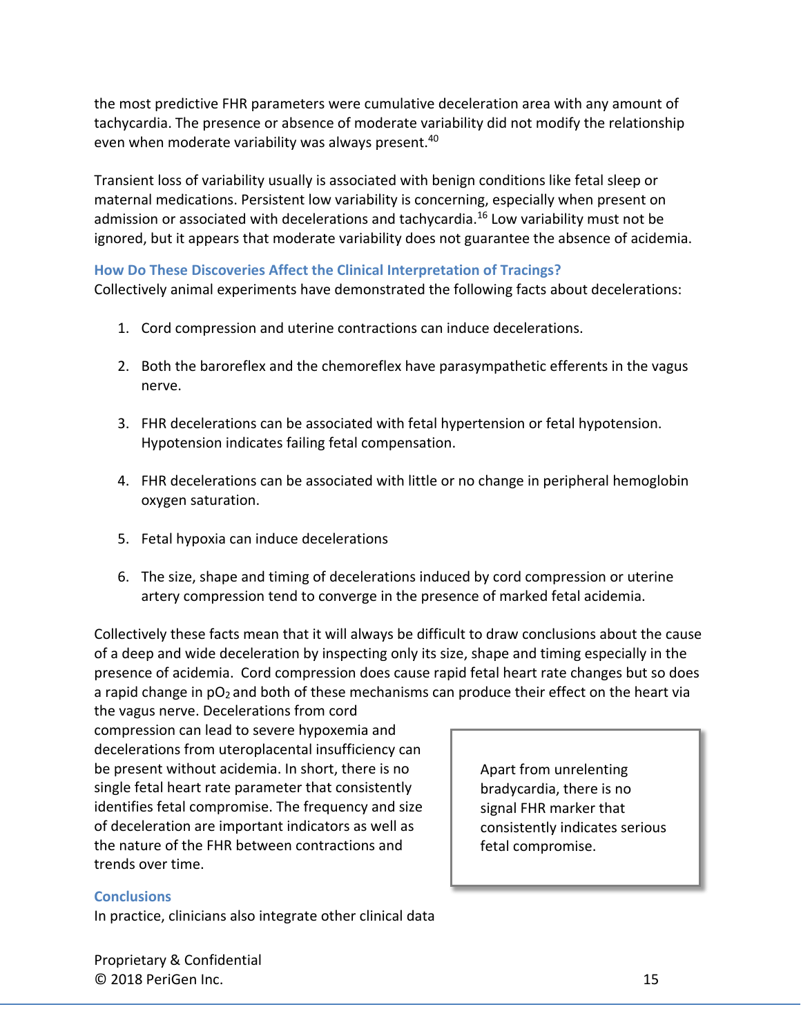the most predictive FHR parameters were cumulative deceleration area with any amount of tachycardia. The presence or absence of moderate variability did not modify the relationship even when moderate variability was always present.[40]

Transient loss of variability usually is associated with benign conditions like fetal sleep or maternal medications. Persistent low variability is concerning, especially when present on admission or associated with decelerations and tachycardia.[16] Low variability must not be ignored, but it appears that moderate variability does not guarantee the absence of acidemia.

### How Do These Discoveries Affect the Clinical Interpretation of Tracings?

Collectively animal experiments have demonstrated the following facts about decelerations:

1. Cord compression and uterine contractions can induce decelerations.
2. Both the baroreflex and the chemoreflex have parasympathetic efferents in the vagus nerve.
3. FHR decelerations can be associated with fetal hypertension or fetal hypotension. Hypotension indicates failing fetal compensation.
4. FHR decelerations can be associated with little or no change in peripheral hemoglobin oxygen saturation.
5. Fetal hypoxia can induce decelerations
6. The size, shape and timing of decelerations induced by cord compression or uterine artery compression tend to converge in the presence of marked fetal acidemia.

Collectively these facts mean that it will always be difficult to draw conclusions about the cause of a deep and wide deceleration by inspecting only its size, shape and timing especially in the presence of acidemia. Cord compression does cause rapid fetal heart rate changes but so does a rapid change in $pO_2$ and both of these mechanisms can produce their effect on the heart via the vagus nerve. Decelerations from cord compression can lead to severe hypoxemia and decelerations from uteroplacental insufficiency can be present without acidemia. In short, there is no single fetal heart rate parameter that consistently identifies fetal compromise. The frequency and size of deceleration are important indicators as well as the nature of the FHR between contractions and trends over time.

> Apart from unrelenting bradycardia, there is no signal FHR marker that consistently indicates serious fetal compromise.

### Conclusions

In practice, clinicians also integrate other clinical data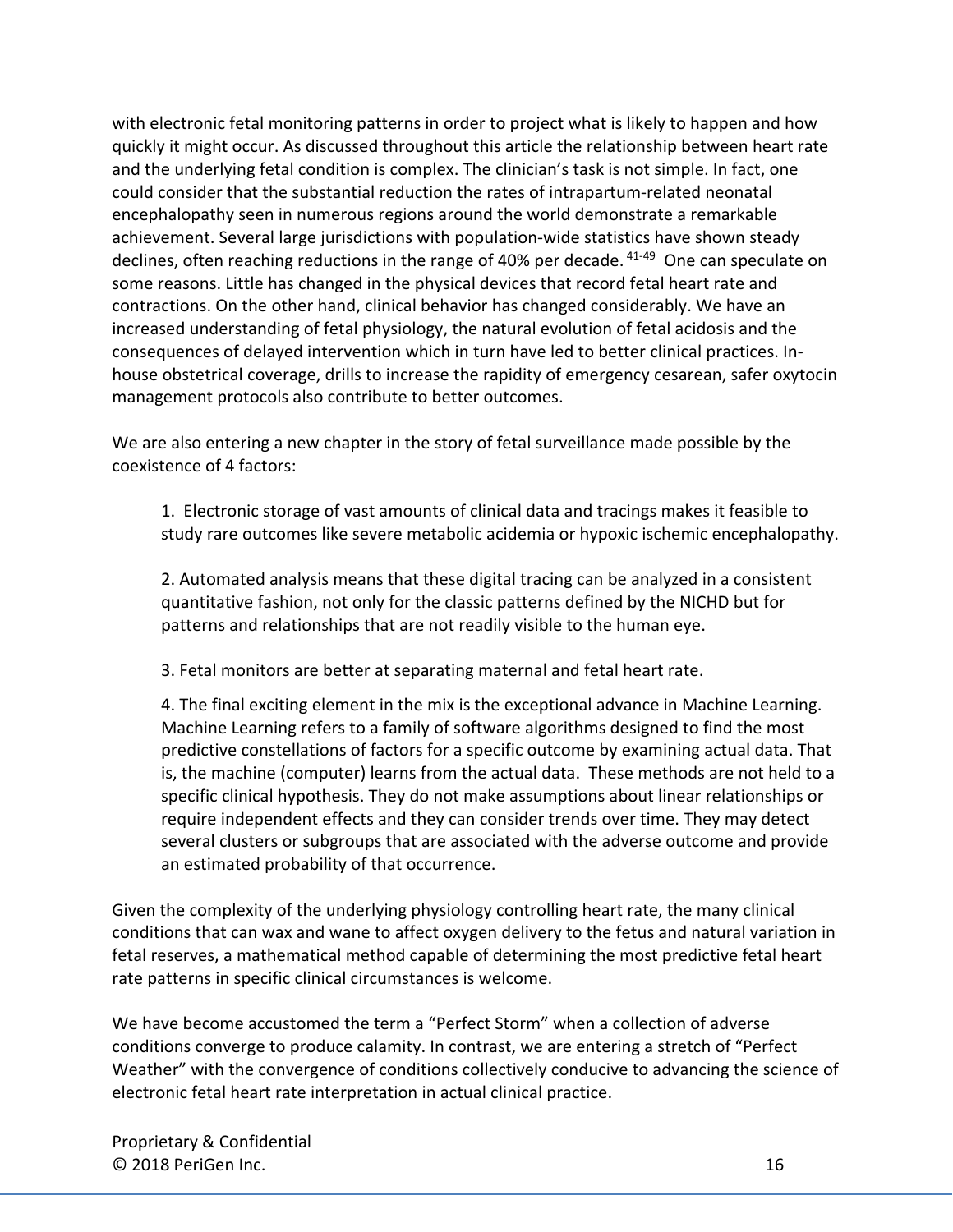with electronic fetal monitoring patterns in order to project what is likely to happen and how quickly it might occur. As discussed throughout this article the relationship between heart rate and the underlying fetal condition is complex. The clinician's task is not simple. In fact, one could consider that the substantial reduction the rates of intrapartum-related neonatal encephalopathy seen in numerous regions around the world demonstrate a remarkable achievement. Several large jurisdictions with population-wide statistics have shown steady declines, often reaching reductions in the range of 40% per decade.[41-49] One can speculate on some reasons. Little has changed in the physical devices that record fetal heart rate and contractions. On the other hand, clinical behavior has changed considerably. We have an increased understanding of fetal physiology, the natural evolution of fetal acidosis and the consequences of delayed intervention which in turn have led to better clinical practices. In-house obstetrical coverage, drills to increase the rapidity of emergency cesarean, safer oxytocin management protocols also contribute to better outcomes.

We are also entering a new chapter in the story of fetal surveillance made possible by the coexistence of 4 factors:

1. Electronic storage of vast amounts of clinical data and tracings makes it feasible to study rare outcomes like severe metabolic acidemia or hypoxic ischemic encephalopathy.

2. Automated analysis means that these digital tracing can be analyzed in a consistent quantitative fashion, not only for the classic patterns defined by the NICHD but for patterns and relationships that are not readily visible to the human eye.

3. Fetal monitors are better at separating maternal and fetal heart rate.

4. The final exciting element in the mix is the exceptional advance in Machine Learning. Machine Learning refers to a family of software algorithms designed to find the most predictive constellations of factors for a specific outcome by examining actual data. That is, the machine (computer) learns from the actual data. These methods are not held to a specific clinical hypothesis. They do not make assumptions about linear relationships or require independent effects and they can consider trends over time. They may detect several clusters or subgroups that are associated with the adverse outcome and provide an estimated probability of that occurrence.

Given the complexity of the underlying physiology controlling heart rate, the many clinical conditions that can wax and wane to affect oxygen delivery to the fetus and natural variation in fetal reserves, a mathematical method capable of determining the most predictive fetal heart rate patterns in specific clinical circumstances is welcome.

We have become accustomed the term a "Perfect Storm" when a collection of adverse conditions converge to produce calamity. In contrast, we are entering a stretch of "Perfect Weather" with the convergence of conditions collectively conducive to advancing the science of electronic fetal heart rate interpretation in actual clinical practice.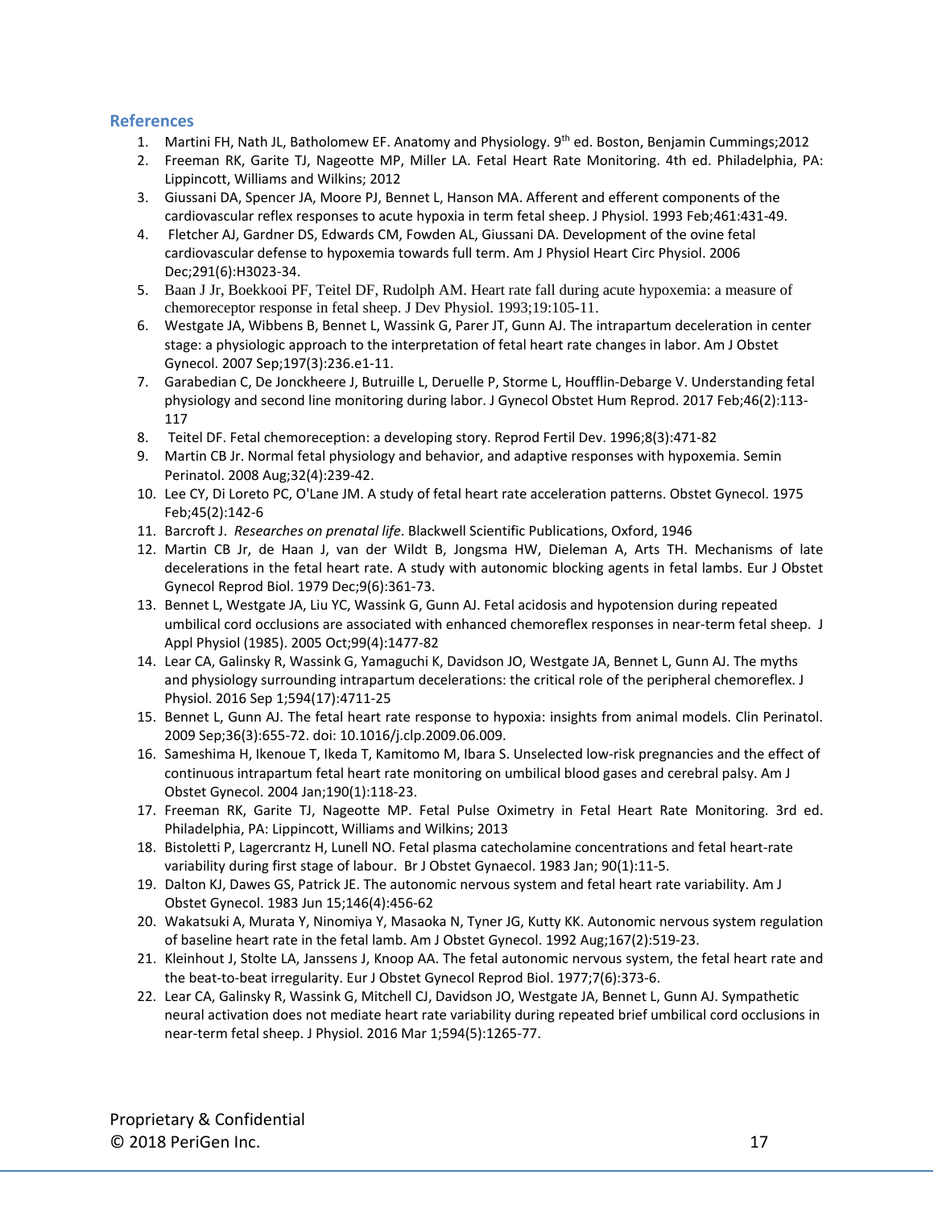## References

1. Martini FH, Nath JL, Batholomew EF. Anatomy and Physiology. 9th ed. Boston, Benjamin Cummings;2012
2. Freeman RK, Garite TJ, Nageotte MP, Miller LA. Fetal Heart Rate Monitoring. 4th ed. Philadelphia, PA: Lippincott, Williams and Wilkins; 2012
3. Giussani DA, Spencer JA, Moore PJ, Bennet L, Hanson MA. Afferent and efferent components of the cardiovascular reflex responses to acute hypoxia in term fetal sheep. J Physiol. 1993 Feb;461:431-49.
4. Fletcher AJ, Gardner DS, Edwards CM, Fowden AL, Giussani DA. Development of the ovine fetal cardiovascular defense to hypoxemia towards full term. Am J Physiol Heart Circ Physiol. 2006 Dec;291(6):H3023-34.
5. Baan J Jr, Boekkooi PF, Teitel DF, Rudolph AM. Heart rate fall during acute hypoxemia: a measure of chemoreceptor response in fetal sheep. J Dev Physiol. 1993;19:105-11.
6. Westgate JA, Wibbens B, Bennet L, Wassink G, Parer JT, Gunn AJ. The intrapartum deceleration in center stage: a physiologic approach to the interpretation of fetal heart rate changes in labor. Am J Obstet Gynecol. 2007 Sep;197(3):236.e1-11.
7. Garabedian C, De Jonckheere J, Butruille L, Deruelle P, Storme L, Houfflin-Debarge V. Understanding fetal physiology and second line monitoring during labor. J Gynecol Obstet Hum Reprod. 2017 Feb;46(2):113-117
8. Teitel DF. Fetal chemoreception: a developing story. Reprod Fertil Dev. 1996;8(3):471-82
9. Martin CB Jr. Normal fetal physiology and behavior, and adaptive responses with hypoxemia. Semin Perinatol. 2008 Aug;32(4):239-42.
10. Lee CY, Di Loreto PC, O'Lane JM. A study of fetal heart rate acceleration patterns. Obstet Gynecol. 1975 Feb;45(2):142-6
11. Barcroft J. *Researches on prenatal life*. Blackwell Scientific Publications, Oxford, 1946
12. Martin CB Jr, de Haan J, van der Wildt B, Jongsma HW, Dieleman A, Arts TH. Mechanisms of late decelerations in the fetal heart rate. A study with autonomic blocking agents in fetal lambs. Eur J Obstet Gynecol Reprod Biol. 1979 Dec;9(6):361-73.
13. Bennet L, Westgate JA, Liu YC, Wassink G, Gunn AJ. Fetal acidosis and hypotension during repeated umbilical cord occlusions are associated with enhanced chemoreflex responses in near-term fetal sheep. J Appl Physiol (1985). 2005 Oct;99(4):1477-82
14. Lear CA, Galinsky R, Wassink G, Yamaguchi K, Davidson JO, Westgate JA, Bennet L, Gunn AJ. The myths and physiology surrounding intrapartum decelerations: the critical role of the peripheral chemoreflex. J Physiol. 2016 Sep 1;594(17):4711-25
15. Bennet L, Gunn AJ. The fetal heart rate response to hypoxia: insights from animal models. Clin Perinatol. 2009 Sep;36(3):655-72. doi: 10.1016/j.clp.2009.06.009.
16. Sameshima H, Ikenoue T, Ikeda T, Kamitomo M, Ibara S. Unselected low-risk pregnancies and the effect of continuous intrapartum fetal heart rate monitoring on umbilical blood gases and cerebral palsy. Am J Obstet Gynecol. 2004 Jan;190(1):118-23.
17. Freeman RK, Garite TJ, Nageotte MP. Fetal Pulse Oximetry in Fetal Heart Rate Monitoring. 3rd ed. Philadelphia, PA: Lippincott, Williams and Wilkins; 2013
18. Bistoletti P, Lagercrantz H, Lunell NO. Fetal plasma catecholamine concentrations and fetal heart-rate variability during first stage of labour. Br J Obstet Gynaecol. 1983 Jan; 90(1):11-5.
19. Dalton KJ, Dawes GS, Patrick JE. The autonomic nervous system and fetal heart rate variability. Am J Obstet Gynecol. 1983 Jun 15;146(4):456-62
20. Wakatsuki A, Murata Y, Ninomiya Y, Masaoka N, Tyner JG, Kutty KK. Autonomic nervous system regulation of baseline heart rate in the fetal lamb. Am J Obstet Gynecol. 1992 Aug;167(2):519-23.
21. Kleinhout J, Stolte LA, Janssens J, Knoop AA. The fetal autonomic nervous system, the fetal heart rate and the beat-to-beat irregularity. Eur J Obstet Gynecol Reprod Biol. 1977;7(6):373-6.
22. Lear CA, Galinsky R, Wassink G, Mitchell CJ, Davidson JO, Westgate JA, Bennet L, Gunn AJ. Sympathetic neural activation does not mediate heart rate variability during repeated brief umbilical cord occlusions in near-term fetal sheep. J Physiol. 2016 Mar 1;594(5):1265-77.

Proprietary & Confidential
© 2018 PeriGen Inc.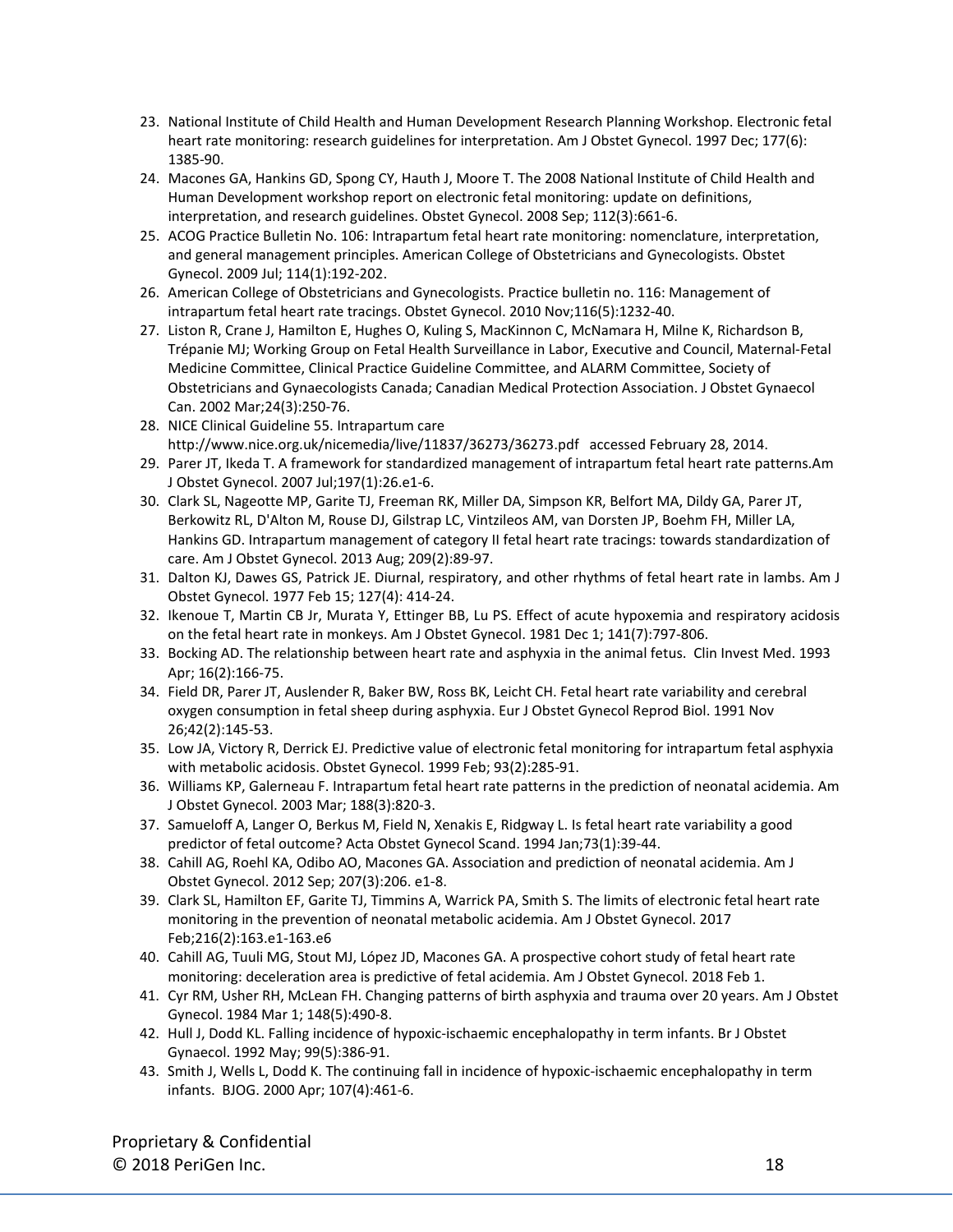23. National Institute of Child Health and Human Development Research Planning Workshop. Electronic fetal heart rate monitoring: research guidelines for interpretation. Am J Obstet Gynecol. 1997 Dec; 177(6): 1385-90.
24. Macones GA, Hankins GD, Spong CY, Hauth J, Moore T. The 2008 National Institute of Child Health and Human Development workshop report on electronic fetal monitoring: update on definitions, interpretation, and research guidelines. Obstet Gynecol. 2008 Sep; 112(3):661-6.
25. ACOG Practice Bulletin No. 106: Intrapartum fetal heart rate monitoring: nomenclature, interpretation, and general management principles. American College of Obstetricians and Gynecologists. Obstet Gynecol. 2009 Jul; 114(1):192-202.
26. American College of Obstetricians and Gynecologists. Practice bulletin no. 116: Management of intrapartum fetal heart rate tracings. Obstet Gynecol. 2010 Nov;116(5):1232-40.
27. Liston R, Crane J, Hamilton E, Hughes O, Kuling S, MacKinnon C, McNamara H, Milne K, Richardson B, Trépanie MJ; Working Group on Fetal Health Surveillance in Labor, Executive and Council, Maternal-Fetal Medicine Committee, Clinical Practice Guideline Committee, and ALARM Committee, Society of Obstetricians and Gynaecologists Canada; Canadian Medical Protection Association. J Obstet Gynaecol Can. 2002 Mar;24(3):250-76.
28. NICE Clinical Guideline 55. Intrapartum care http://www.nice.org.uk/nicemedia/live/11837/36273/36273.pdf accessed February 28, 2014.
29. Parer JT, Ikeda T. A framework for standardized management of intrapartum fetal heart rate patterns.Am J Obstet Gynecol. 2007 Jul;197(1):26.e1-6.
30. Clark SL, Nageotte MP, Garite TJ, Freeman RK, Miller DA, Simpson KR, Belfort MA, Dildy GA, Parer JT, Berkowitz RL, D'Alton M, Rouse DJ, Gilstrap LC, Vintzileos AM, van Dorsten JP, Boehm FH, Miller LA, Hankins GD. Intrapartum management of category II fetal heart rate tracings: towards standardization of care. Am J Obstet Gynecol. 2013 Aug; 209(2):89-97.
31. Dalton KJ, Dawes GS, Patrick JE. Diurnal, respiratory, and other rhythms of fetal heart rate in lambs. Am J Obstet Gynecol. 1977 Feb 15; 127(4): 414-24.
32. Ikenoue T, Martin CB Jr, Murata Y, Ettinger BB, Lu PS. Effect of acute hypoxemia and respiratory acidosis on the fetal heart rate in monkeys. Am J Obstet Gynecol. 1981 Dec 1; 141(7):797-806.
33. Bocking AD. The relationship between heart rate and asphyxia in the animal fetus. Clin Invest Med. 1993 Apr; 16(2):166-75.
34. Field DR, Parer JT, Auslender R, Baker BW, Ross BK, Leicht CH. Fetal heart rate variability and cerebral oxygen consumption in fetal sheep during asphyxia. Eur J Obstet Gynecol Reprod Biol. 1991 Nov 26;42(2):145-53.
35. Low JA, Victory R, Derrick EJ. Predictive value of electronic fetal monitoring for intrapartum fetal asphyxia with metabolic acidosis. Obstet Gynecol. 1999 Feb; 93(2):285-91.
36. Williams KP, Galerneau F. Intrapartum fetal heart rate patterns in the prediction of neonatal acidemia. Am J Obstet Gynecol. 2003 Mar; 188(3):820-3.
37. Samueloff A, Langer O, Berkus M, Field N, Xenakis E, Ridgway L. Is fetal heart rate variability a good predictor of fetal outcome? Acta Obstet Gynecol Scand. 1994 Jan;73(1):39-44.
38. Cahill AG, Roehl KA, Odibo AO, Macones GA. Association and prediction of neonatal acidemia. Am J Obstet Gynecol. 2012 Sep; 207(3):206. e1-8.
39. Clark SL, Hamilton EF, Garite TJ, Timmins A, Warrick PA, Smith S. The limits of electronic fetal heart rate monitoring in the prevention of neonatal metabolic acidemia. Am J Obstet Gynecol. 2017 Feb;216(2):163.e1-163.e6
40. Cahill AG, Tuuli MG, Stout MJ, López JD, Macones GA. A prospective cohort study of fetal heart rate monitoring: deceleration area is predictive of fetal acidemia. Am J Obstet Gynecol. 2018 Feb 1.
41. Cyr RM, Usher RH, McLean FH. Changing patterns of birth asphyxia and trauma over 20 years. Am J Obstet Gynecol. 1984 Mar 1; 148(5):490-8.
42. Hull J, Dodd KL. Falling incidence of hypoxic-ischaemic encephalopathy in term infants. Br J Obstet Gynaecol. 1992 May; 99(5):386-91.
43. Smith J, Wells L, Dodd K. The continuing fall in incidence of hypoxic-ischaemic encephalopathy in term infants. BJOG. 2000 Apr; 107(4):461-6.

Proprietary & Confidential
© 2018 PeriGen Inc.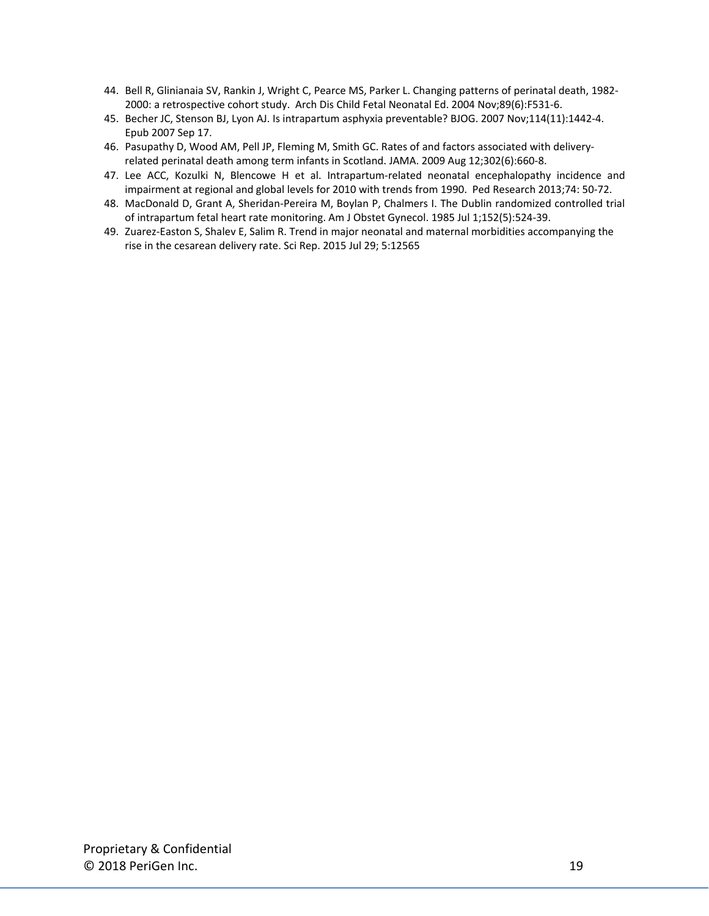44. Bell R, Glinianaia SV, Rankin J, Wright C, Pearce MS, Parker L. Changing patterns of perinatal death, 1982-2000: a retrospective cohort study. Arch Dis Child Fetal Neonatal Ed. 2004 Nov;89(6):F531-6.
45. Becher JC, Stenson BJ, Lyon AJ. Is intrapartum asphyxia preventable? BJOG. 2007 Nov;114(11):1442-4. Epub 2007 Sep 17.
46. Pasupathy D, Wood AM, Pell JP, Fleming M, Smith GC. Rates of and factors associated with delivery-related perinatal death among term infants in Scotland. JAMA. 2009 Aug 12;302(6):660-8.
47. Lee ACC, Kozulki N, Blencowe H et al. Intrapartum-related neonatal encephalopathy incidence and impairment at regional and global levels for 2010 with trends from 1990. Ped Research 2013;74: 50-72.
48. MacDonald D, Grant A, Sheridan-Pereira M, Boylan P, Chalmers I. The Dublin randomized controlled trial of intrapartum fetal heart rate monitoring. Am J Obstet Gynecol. 1985 Jul 1;152(5):524-39.
49. Zuarez-Easton S, Shalev E, Salim R. Trend in major neonatal and maternal morbidities accompanying the rise in the cesarean delivery rate. Sci Rep. 2015 Jul 29; 5:12565

Proprietary & Confidential
© 2018 PeriGen Inc.